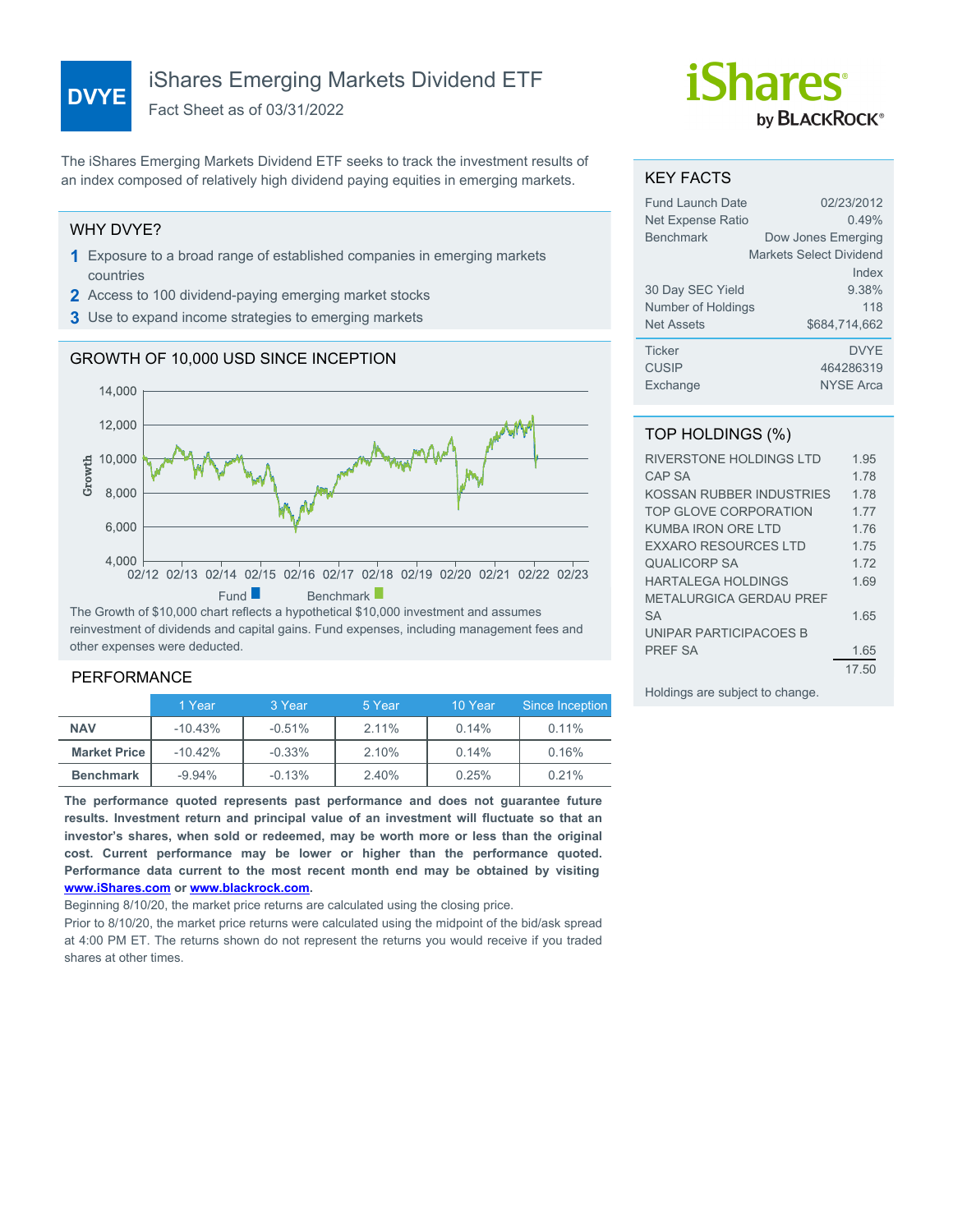# DVYE

# iShares Emerging Markets Dividend ETF

Fact Sheet as of 03/31/2022

iShares by BLACKROCK®

The iShares Emerging Markets Dividend ETF seeks to track the investment results of an index composed of relatively high dividend paying equities in emerging markets.

## WHY DVYE?

1. Exposure to a broad range of established companies in emerging markets countries
2. Access to 100 dividend-paying emerging market stocks
3. Use to expand income strategies to emerging markets

## GROWTH OF 10,000 USD SINCE INCEPTION

Fund | Benchmark

The Growth of $10,000 chart reflects a hypothetical $10,000 investment and assumes reinvestment of dividends and capital gains. Fund expenses, including management fees and other expenses were deducted.

## PERFORMANCE

| | 1 Year | 3 Year | 5 Year | 10 Year | Since Inception |
|---|---|---|---|---|---|
| **NAV** | -10.43% | -0.51% | 2.11% | 0.14% | 0.11% |
| **Market Price** | -10.42% | -0.33% | 2.10% | 0.14% | 0.16% |
| **Benchmark** | -9.94% | -0.13% | 2.40% | 0.25% | 0.21% |

**The performance quoted represents past performance and does not guarantee future results. Investment return and principal value of an investment will fluctuate so that an investor's shares, when sold or redeemed, may be worth more or less than the original cost. Current performance may be lower or higher than the performance quoted. Performance data current to the most recent month end may be obtained by visiting www.iShares.com or www.blackrock.com.**

Beginning 8/10/20, the market price returns are calculated using the closing price.

Prior to 8/10/20, the market price returns were calculated using the midpoint of the bid/ask spread at 4:00 PM ET. The returns shown do not represent the returns you would receive if you traded shares at other times.

## KEY FACTS

| | |
|---|---|
| Fund Launch Date | 02/23/2012 |
| Net Expense Ratio | 0.49% |
| Benchmark | Dow Jones Emerging Markets Select Dividend Index |
| 30 Day SEC Yield | 9.38% |
| Number of Holdings | 118 |
| Net Assets | $684,714,662 |
| Ticker | DVYE |
| CUSIP | 464286319 |
| Exchange | NYSE Arca |

## TOP HOLDINGS (%)

| | |
|---|---|
| RIVERSTONE HOLDINGS LTD | 1.95 |
| CAP SA | 1.78 |
| KOSSAN RUBBER INDUSTRIES | 1.78 |
| TOP GLOVE CORPORATION | 1.77 |
| KUMBA IRON ORE LTD | 1.76 |
| EXXARO RESOURCES LTD | 1.75 |
| QUALICORP SA | 1.72 |
| HARTALEGA HOLDINGS | 1.69 |
| METALURGICA GERDAU PREF SA | 1.65 |
| UNIPAR PARTICIPACOES B PREF SA | 1.65 |
| | 17.50 |

Holdings are subject to change.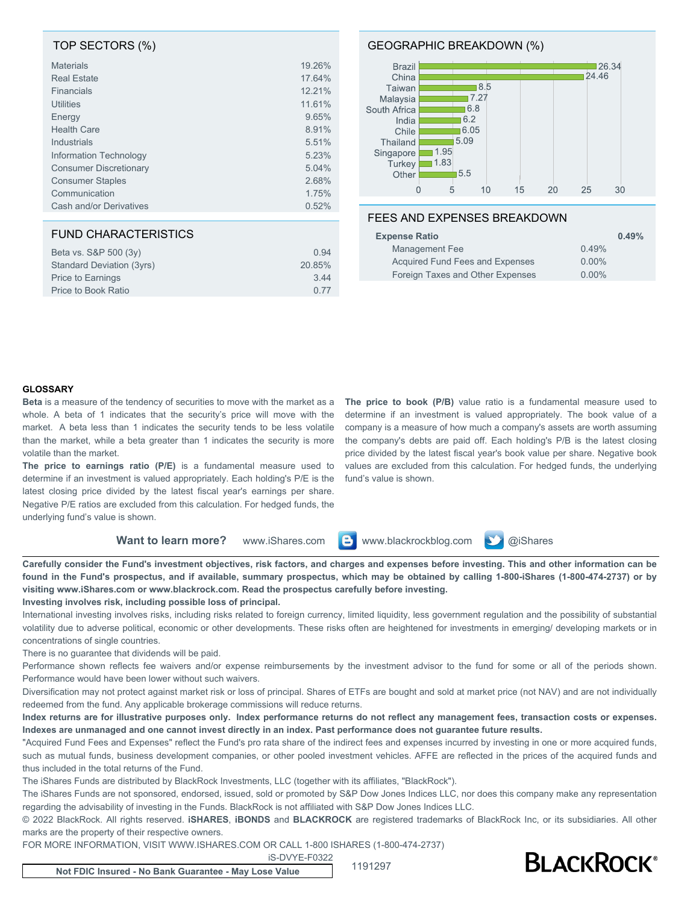## TOP SECTORS (%)

| Sector | % |
|---|---|
| Materials | 19.26% |
| Real Estate | 17.64% |
| Financials | 12.21% |
| Utilities | 11.61% |
| Energy | 9.65% |
| Health Care | 8.91% |
| Industrials | 5.51% |
| Information Technology | 5.23% |
| Consumer Discretionary | 5.04% |
| Consumer Staples | 2.68% |
| Communication | 1.75% |
| Cash and/or Derivatives | 0.52% |

## GEOGRAPHIC BREAKDOWN (%)

| Country | % |
|---|---|
| Brazil | 26.34 |
| China | 24.46 |
| Taiwan | 8.5 |
| Malaysia | 7.27 |
| South Africa | 6.8 |
| India | 6.2 |
| Chile | 6.05 |
| Thailand | 5.09 |
| Singapore | 1.95 |
| Turkey | 1.83 |
| Other | 5.5 |

## FUND CHARACTERISTICS

| Characteristic | Value |
|---|---|
| Beta vs. S&P 500 (3y) | 0.94 |
| Standard Deviation (3yrs) | 20.85% |
| Price to Earnings | 3.44 |
| Price to Book Ratio | 0.77 |

## FEES AND EXPENSES BREAKDOWN

| | | |
|---|---|---|
| **Expense Ratio** | | **0.49%** |
| Management Fee | 0.49% | |
| Acquired Fund Fees and Expenses | 0.00% | |
| Foreign Taxes and Other Expenses | 0.00% | |

### GLOSSARY

**Beta** is a measure of the tendency of securities to move with the market as a whole. A beta of 1 indicates that the security's price will move with the market. A beta less than 1 indicates the security tends to be less volatile than the market, while a beta greater than 1 indicates the security is more volatile than the market.

**The price to earnings ratio (P/E)** is a fundamental measure used to determine if an investment is valued appropriately. Each holding's P/E is the latest closing price divided by the latest fiscal year's earnings per share. Negative P/E ratios are excluded from this calculation. For hedged funds, the underlying fund's value is shown.

**The price to book (P/B)** value ratio is a fundamental measure used to determine if an investment is valued appropriately. The book value of a company is a measure of how much a company's assets are worth assuming the company's debts are paid off. Each holding's P/B is the latest closing price divided by the latest fiscal year's book value per share. Negative book values are excluded from this calculation. For hedged funds, the underlying fund's value is shown.

**Want to learn more?** www.iShares.com www.blackrockblog.com @iShares

**Carefully consider the Fund's investment objectives, risk factors, and charges and expenses before investing. This and other information can be found in the Fund's prospectus, and if available, summary prospectus, which may be obtained by calling 1-800-iShares (1-800-474-2737) or by visiting www.iShares.com or www.blackrock.com. Read the prospectus carefully before investing.**

**Investing involves risk, including possible loss of principal.**

International investing involves risks, including risks related to foreign currency, limited liquidity, less government regulation and the possibility of substantial volatility due to adverse political, economic or other developments. These risks often are heightened for investments in emerging/ developing markets or in concentrations of single countries.

There is no guarantee that dividends will be paid.

Performance shown reflects fee waivers and/or expense reimbursements by the investment advisor to the fund for some or all of the periods shown. Performance would have been lower without such waivers.

Diversification may not protect against market risk or loss of principal. Shares of ETFs are bought and sold at market price (not NAV) and are not individually redeemed from the fund. Any applicable brokerage commissions will reduce returns.

**Index returns are for illustrative purposes only. Index performance returns do not reflect any management fees, transaction costs or expenses. Indexes are unmanaged and one cannot invest directly in an index. Past performance does not guarantee future results.**

"Acquired Fund Fees and Expenses" reflect the Fund's pro rata share of the indirect fees and expenses incurred by investing in one or more acquired funds, such as mutual funds, business development companies, or other pooled investment vehicles. AFFE are reflected in the prices of the acquired funds and thus included in the total returns of the Fund.

The iShares Funds are distributed by BlackRock Investments, LLC (together with its affiliates, "BlackRock").

The iShares Funds are not sponsored, endorsed, issued, sold or promoted by S&P Dow Jones Indices LLC, nor does this company make any representation regarding the advisability of investing in the Funds. BlackRock is not affiliated with S&P Dow Jones Indices LLC.

© 2022 BlackRock. All rights reserved. **iSHARES**, **iBONDS** and **BLACKROCK** are registered trademarks of BlackRock Inc, or its subsidiaries. All other marks are the property of their respective owners.

FOR MORE INFORMATION, VISIT WWW.ISHARES.COM OR CALL 1-800 ISHARES (1-800-474-2737)

iS-DVYE-F0322

1191297

**Not FDIC Insured - No Bank Guarantee - May Lose Value**

BLACKROCK®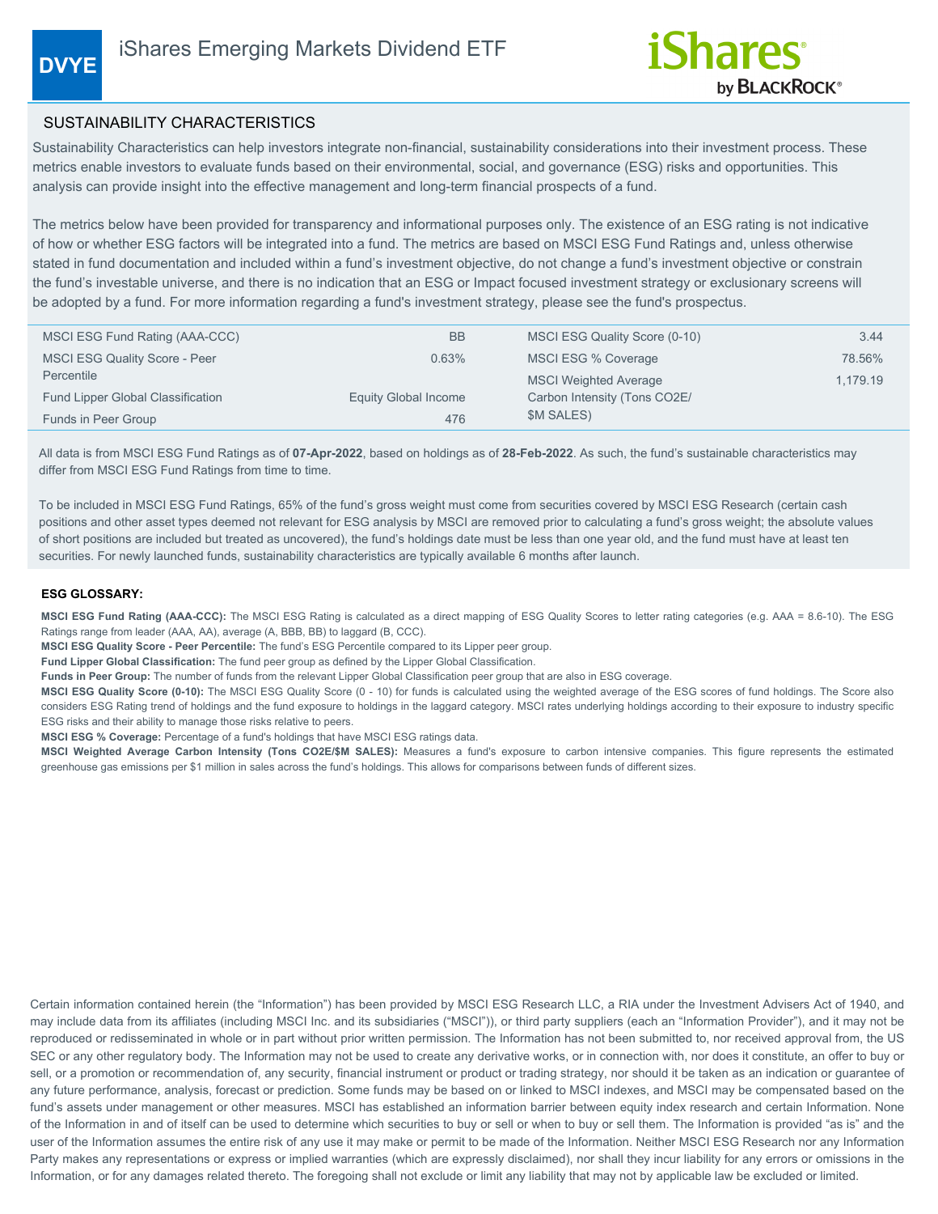# DVYE iShares Emerging Markets Dividend ETF

iShares by BLACKROCK®

## SUSTAINABILITY CHARACTERISTICS

Sustainability Characteristics can help investors integrate non-financial, sustainability considerations into their investment process. These metrics enable investors to evaluate funds based on their environmental, social, and governance (ESG) risks and opportunities. This analysis can provide insight into the effective management and long-term financial prospects of a fund.

The metrics below have been provided for transparency and informational purposes only. The existence of an ESG rating is not indicative of how or whether ESG factors will be integrated into a fund. The metrics are based on MSCI ESG Fund Ratings and, unless otherwise stated in fund documentation and included within a fund's investment objective, do not change a fund's investment objective or constrain the fund's investable universe, and there is no indication that an ESG or Impact focused investment strategy or exclusionary screens will be adopted by a fund. For more information regarding a fund's investment strategy, please see the fund's prospectus.

| | | | |
|---|---|---|---|
| MSCI ESG Fund Rating (AAA-CCC) | BB | MSCI ESG Quality Score (0-10) | 3.44 |
| MSCI ESG Quality Score - Peer Percentile | 0.63% | MSCI ESG % Coverage | 78.56% |
| Fund Lipper Global Classification | Equity Global Income | MSCI Weighted Average Carbon Intensity (Tons CO2E/ $M SALES) | 1,179.19 |
| Funds in Peer Group | 476 | | |

All data is from MSCI ESG Fund Ratings as of **07-Apr-2022**, based on holdings as of **28-Feb-2022**. As such, the fund's sustainable characteristics may differ from MSCI ESG Fund Ratings from time to time.

To be included in MSCI ESG Fund Ratings, 65% of the fund's gross weight must come from securities covered by MSCI ESG Research (certain cash positions and other asset types deemed not relevant for ESG analysis by MSCI are removed prior to calculating a fund's gross weight; the absolute values of short positions are included but treated as uncovered), the fund's holdings date must be less than one year old, and the fund must have at least ten securities. For newly launched funds, sustainability characteristics are typically available 6 months after launch.

### ESG GLOSSARY:

**MSCI ESG Fund Rating (AAA-CCC):** The MSCI ESG Rating is calculated as a direct mapping of ESG Quality Scores to letter rating categories (e.g. AAA = 8.6-10). The ESG Ratings range from leader (AAA, AA), average (A, BBB, BB) to laggard (B, CCC).

**MSCI ESG Quality Score - Peer Percentile:** The fund's ESG Percentile compared to its Lipper peer group.

**Fund Lipper Global Classification:** The fund peer group as defined by the Lipper Global Classification.

**Funds in Peer Group:** The number of funds from the relevant Lipper Global Classification peer group that are also in ESG coverage.

**MSCI ESG Quality Score (0-10):** The MSCI ESG Quality Score (0 - 10) for funds is calculated using the weighted average of the ESG scores of fund holdings. The Score also considers ESG Rating trend of holdings and the fund exposure to holdings in the laggard category. MSCI rates underlying holdings according to their exposure to industry specific ESG risks and their ability to manage those risks relative to peers.

**MSCI ESG % Coverage:** Percentage of a fund's holdings that have MSCI ESG ratings data.

**MSCI Weighted Average Carbon Intensity (Tons CO2E/$M SALES):** Measures a fund's exposure to carbon intensive companies. This figure represents the estimated greenhouse gas emissions per $1 million in sales across the fund's holdings. This allows for comparisons between funds of different sizes.

Certain information contained herein (the "Information") has been provided by MSCI ESG Research LLC, a RIA under the Investment Advisers Act of 1940, and may include data from its affiliates (including MSCI Inc. and its subsidiaries ("MSCI")), or third party suppliers (each an "Information Provider"), and it may not be reproduced or redisseminated in whole or in part without prior written permission. The Information has not been submitted to, nor received approval from, the US SEC or any other regulatory body. The Information may not be used to create any derivative works, or in connection with, nor does it constitute, an offer to buy or sell, or a promotion or recommendation of, any security, financial instrument or product or trading strategy, nor should it be taken as an indication or guarantee of any future performance, analysis, forecast or prediction. Some funds may be based on or linked to MSCI indexes, and MSCI may be compensated based on the fund's assets under management or other measures. MSCI has established an information barrier between equity index research and certain Information. None of the Information in and of itself can be used to determine which securities to buy or sell or when to buy or sell them. The Information is provided "as is" and the user of the Information assumes the entire risk of any use it may make or permit to be made of the Information. Neither MSCI ESG Research nor any Information Party makes any representations or express or implied warranties (which are expressly disclaimed), nor shall they incur liability for any errors or omissions in the Information, or for any damages related thereto. The foregoing shall not exclude or limit any liability that may not by applicable law be excluded or limited.